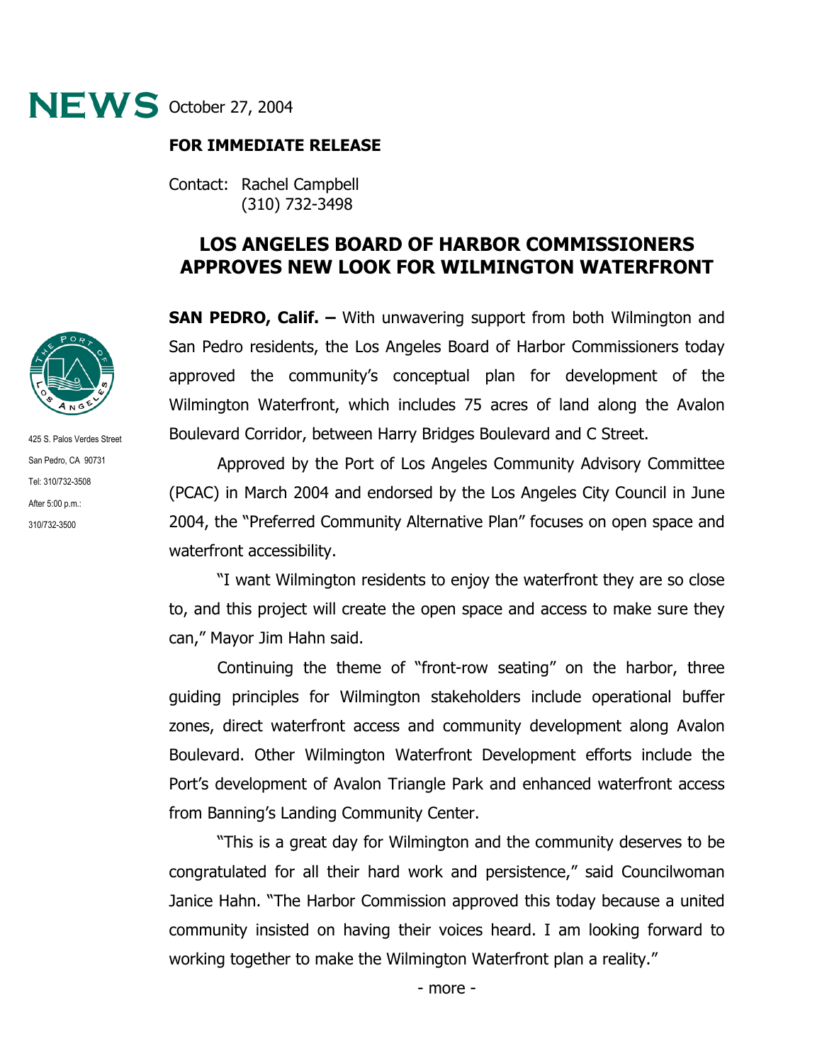**NEWS** October 27, 2004

**FOR IMMEDIATE RELEASE**

Contact: Rachel Campbell
(310) 732-3498

425 S. Palos Verdes Street
San Pedro, CA 90731
Tel: 310/732-3508
After 5:00 p.m.:
310/732-3500

# LOS ANGELES BOARD OF HARBOR COMMISSIONERS APPROVES NEW LOOK FOR WILMINGTON WATERFRONT

**SAN PEDRO, Calif. –** With unwavering support from both Wilmington and San Pedro residents, the Los Angeles Board of Harbor Commissioners today approved the community's conceptual plan for development of the Wilmington Waterfront, which includes 75 acres of land along the Avalon Boulevard Corridor, between Harry Bridges Boulevard and C Street.

Approved by the Port of Los Angeles Community Advisory Committee (PCAC) in March 2004 and endorsed by the Los Angeles City Council in June 2004, the "Preferred Community Alternative Plan" focuses on open space and waterfront accessibility.

"I want Wilmington residents to enjoy the waterfront they are so close to, and this project will create the open space and access to make sure they can," Mayor Jim Hahn said.

Continuing the theme of "front-row seating" on the harbor, three guiding principles for Wilmington stakeholders include operational buffer zones, direct waterfront access and community development along Avalon Boulevard. Other Wilmington Waterfront Development efforts include the Port's development of Avalon Triangle Park and enhanced waterfront access from Banning's Landing Community Center.

"This is a great day for Wilmington and the community deserves to be congratulated for all their hard work and persistence," said Councilwoman Janice Hahn. "The Harbor Commission approved this today because a united community insisted on having their voices heard. I am looking forward to working together to make the Wilmington Waterfront plan a reality."

- more -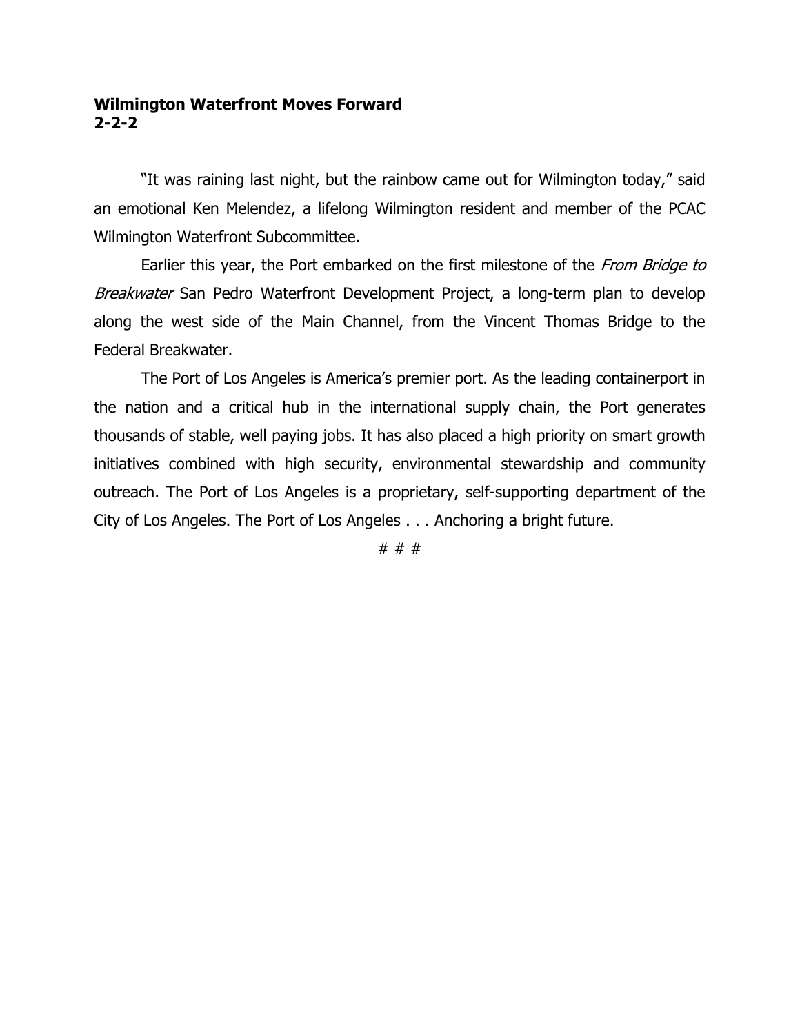"It was raining last night, but the rainbow came out for Wilmington today," said an emotional Ken Melendez, a lifelong Wilmington resident and member of the PCAC Wilmington Waterfront Subcommittee.

Earlier this year, the Port embarked on the first milestone of the *From Bridge to Breakwater* San Pedro Waterfront Development Project, a long-term plan to develop along the west side of the Main Channel, from the Vincent Thomas Bridge to the Federal Breakwater.

The Port of Los Angeles is America's premier port. As the leading containerport in the nation and a critical hub in the international supply chain, the Port generates thousands of stable, well paying jobs. It has also placed a high priority on smart growth initiatives combined with high security, environmental stewardship and community outreach. The Port of Los Angeles is a proprietary, self-supporting department of the City of Los Angeles. The Port of Los Angeles . . . Anchoring a bright future.

# # #